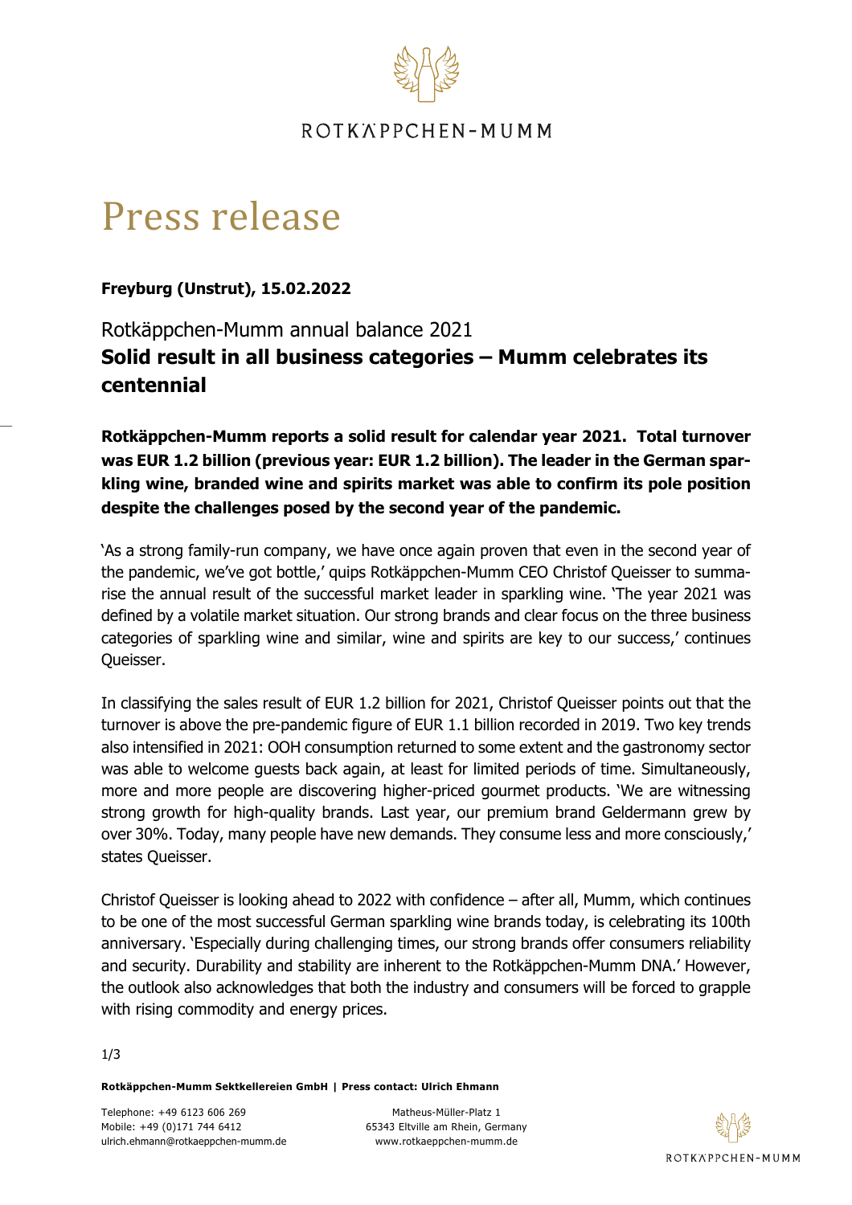# Press release

**Freyburg (Unstrut), 15.02.2022**

## Rotkäppchen-Mumm annual balance 2021
## **Solid result in all business categories – Mumm celebrates its centennial**

**Rotkäppchen-Mumm reports a solid result for calendar year 2021. Total turnover was EUR 1.2 billion (previous year: EUR 1.2 billion). The leader in the German sparkling wine, branded wine and spirits market was able to confirm its pole position despite the challenges posed by the second year of the pandemic.**

'As a strong family-run company, we have once again proven that even in the second year of the pandemic, we've got bottle,' quips Rotkäppchen-Mumm CEO Christof Queisser to summarise the annual result of the successful market leader in sparkling wine. 'The year 2021 was defined by a volatile market situation. Our strong brands and clear focus on the three business categories of sparkling wine and similar, wine and spirits are key to our success,' continues Queisser.

In classifying the sales result of EUR 1.2 billion for 2021, Christof Queisser points out that the turnover is above the pre-pandemic figure of EUR 1.1 billion recorded in 2019. Two key trends also intensified in 2021: OOH consumption returned to some extent and the gastronomy sector was able to welcome guests back again, at least for limited periods of time. Simultaneously, more and more people are discovering higher-priced gourmet products. 'We are witnessing strong growth for high-quality brands. Last year, our premium brand Geldermann grew by over 30%. Today, many people have new demands. They consume less and more consciously,' states Queisser.

Christof Queisser is looking ahead to 2022 with confidence – after all, Mumm, which continues to be one of the most successful German sparkling wine brands today, is celebrating its 100th anniversary. 'Especially during challenging times, our strong brands offer consumers reliability and security. Durability and stability are inherent to the Rotkäppchen-Mumm DNA.' However, the outlook also acknowledges that both the industry and consumers will be forced to grapple with rising commodity and energy prices.

**Rotkäppchen-Mumm Sektkellereien GmbH | Press contact: Ulrich Ehmann**

Telephone: +49 6123 606 269
Mobile: +49 (0)171 744 6412
ulrich.ehmann@rotkaeppchen-mumm.de

Matheus-Müller-Platz 1
65343 Eltville am Rhein, Germany
www.rotkaeppchen-mumm.de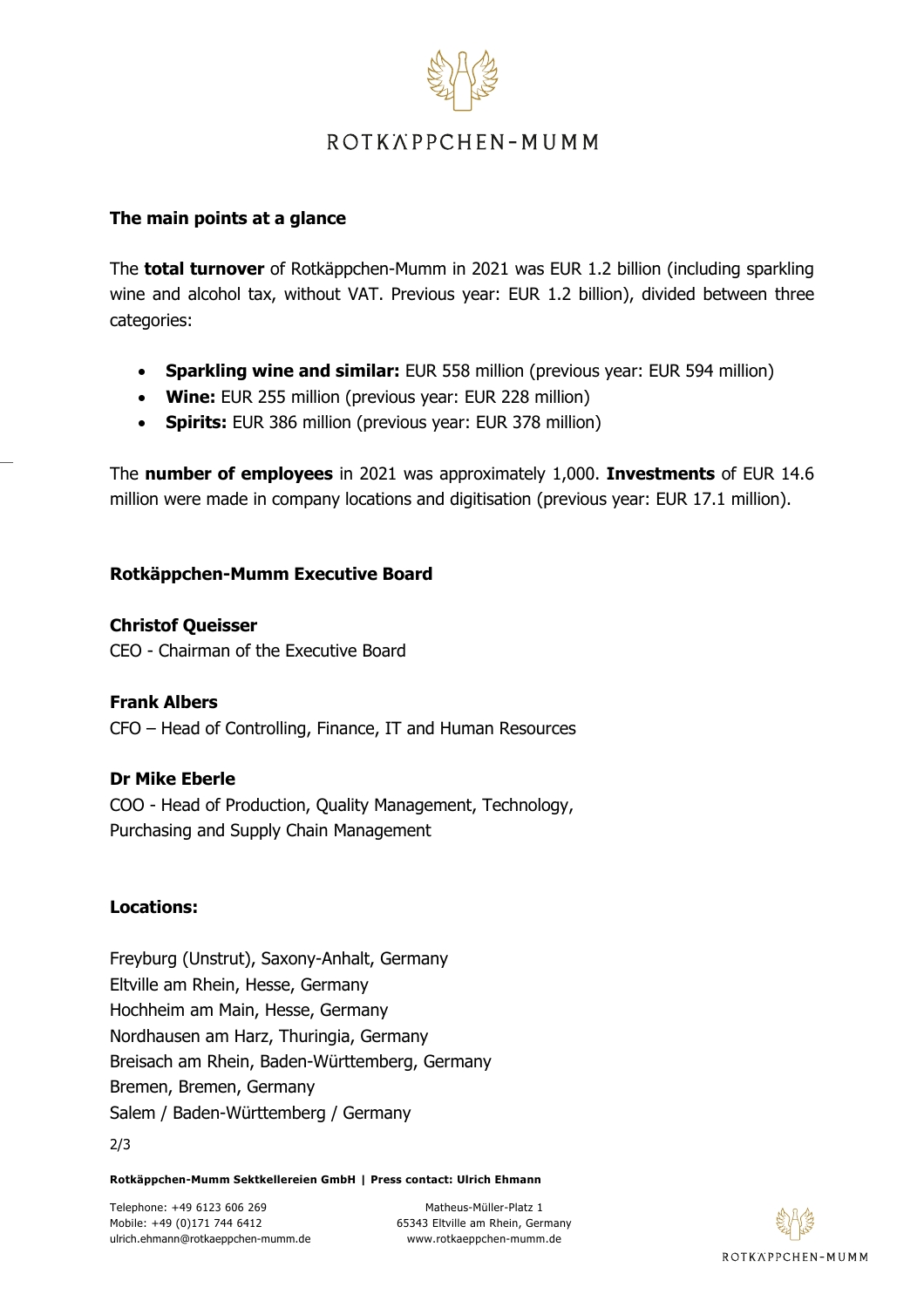## The main points at a glance

The **total turnover** of Rotkäppchen-Mumm in 2021 was EUR 1.2 billion (including sparkling wine and alcohol tax, without VAT. Previous year: EUR 1.2 billion), divided between three categories:

- **Sparkling wine and similar:** EUR 558 million (previous year: EUR 594 million)
- **Wine:** EUR 255 million (previous year: EUR 228 million)
- **Spirits:** EUR 386 million (previous year: EUR 378 million)

The **number of employees** in 2021 was approximately 1,000. **Investments** of EUR 14.6 million were made in company locations and digitisation (previous year: EUR 17.1 million).

## Rotkäppchen-Mumm Executive Board

**Christof Queisser**
CEO - Chairman of the Executive Board

**Frank Albers**
CFO – Head of Controlling, Finance, IT and Human Resources

**Dr Mike Eberle**
COO - Head of Production, Quality Management, Technology, Purchasing and Supply Chain Management

## Locations:

Freyburg (Unstrut), Saxony-Anhalt, Germany
Eltville am Rhein, Hesse, Germany
Hochheim am Main, Hesse, Germany
Nordhausen am Harz, Thuringia, Germany
Breisach am Rhein, Baden-Württemberg, Germany
Bremen, Bremen, Germany
Salem / Baden-Württemberg / Germany

**Rotkäppchen-Mumm Sektkellereien GmbH | Press contact: Ulrich Ehmann**

Telephone: +49 6123 606 269
Mobile: +49 (0)171 744 6412
ulrich.ehmann@rotkaeppchen-mumm.de

Matheus-Müller-Platz 1
65343 Eltville am Rhein, Germany
www.rotkaeppchen-mumm.de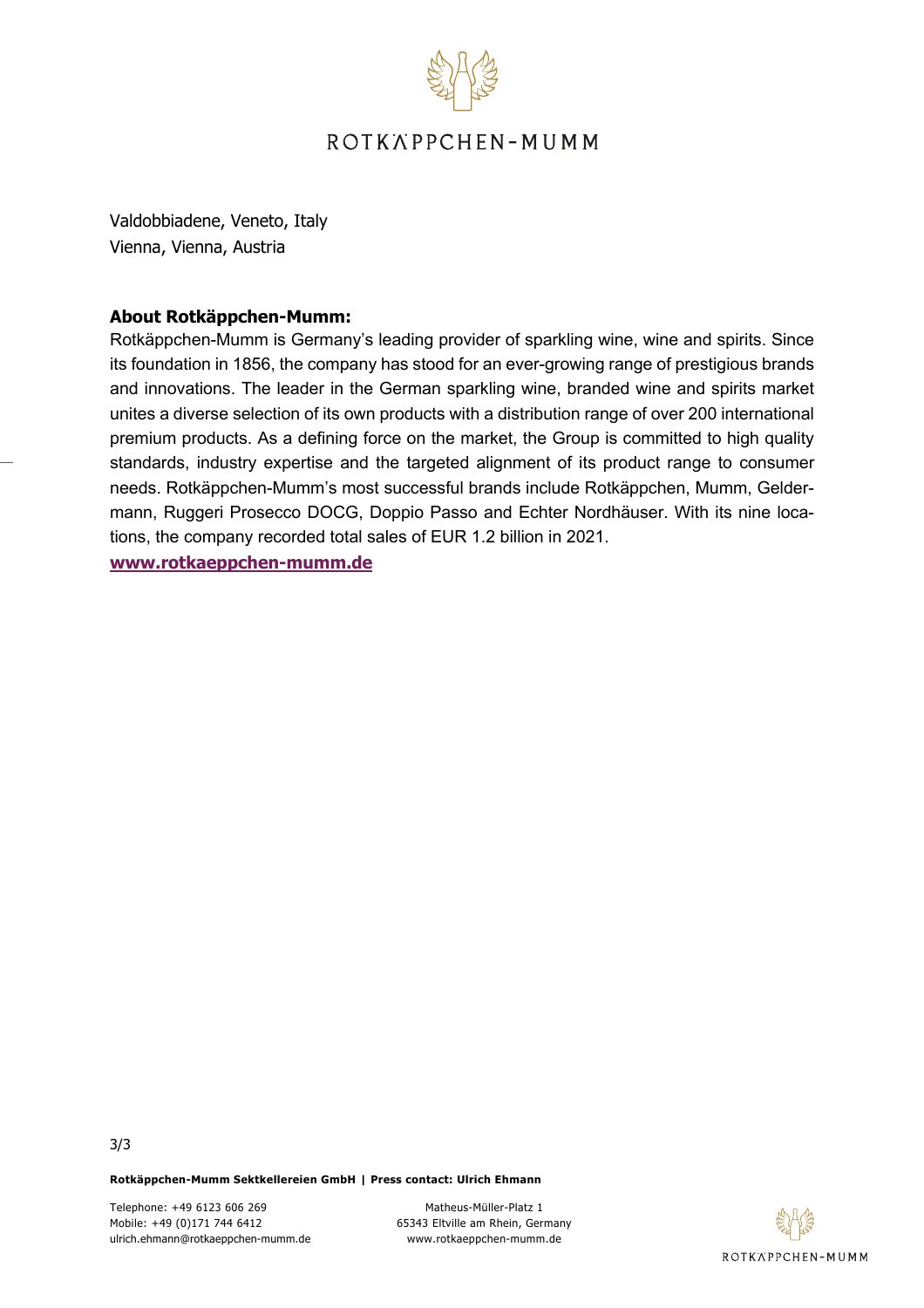Valdobbiadene, Veneto, Italy
Vienna, Vienna, Austria

**About Rotkäppchen-Mumm:**

Rotkäppchen-Mumm is Germany's leading provider of sparkling wine, wine and spirits. Since its foundation in 1856, the company has stood for an ever-growing range of prestigious brands and innovations. The leader in the German sparkling wine, branded wine and spirits market unites a diverse selection of its own products with a distribution range of over 200 international premium products. As a defining force on the market, the Group is committed to high quality standards, industry expertise and the targeted alignment of its product range to consumer needs. Rotkäppchen-Mumm's most successful brands include Rotkäppchen, Mumm, Geldermann, Ruggeri Prosecco DOCG, Doppio Passo and Echter Nordhäuser. With its nine locations, the company recorded total sales of EUR 1.2 billion in 2021.

**www.rotkaeppchen-mumm.de**

**Rotkäppchen-Mumm Sektkellereien GmbH | Press contact: Ulrich Ehmann**

Telephone: +49 6123 606 269
Mobile: +49 (0)171 744 6412
ulrich.ehmann@rotkaeppchen-mumm.de

Matheus-Müller-Platz 1
65343 Eltville am Rhein, Germany
www.rotkaeppchen-mumm.de